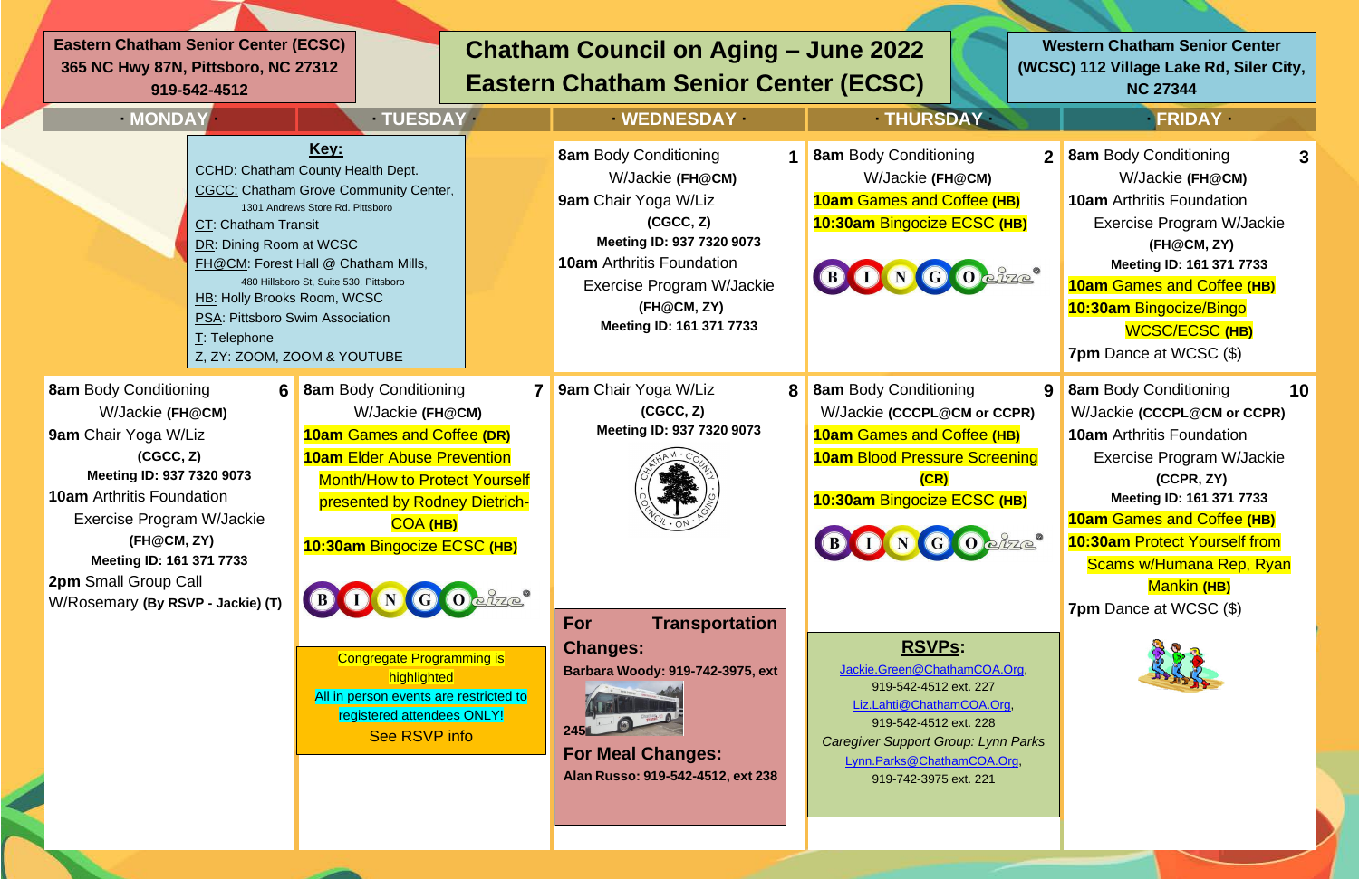# Chatham Council on Aging – June 2022 Eastern Chatham Senior Center (ECSC)

**Eastern Chatham Senior Center (ECSC)**
**365 NC Hwy 87N, Pittsboro, NC 27312**
**919-542-4512**

**Western Chatham Senior Center (WCSC) 112 Village Lake Rd, Siler City, NC 27344**

**Key:**
- CCHD: Chatham County Health Dept.
- CGCC: Chatham Grove Community Center, 1301 Andrews Store Rd. Pittsboro
- CT: Chatham Transit
- DR: Dining Room at WCSC
- FH@CM: Forest Hall @ Chatham Mills, 480 Hillsboro St, Suite 530, Pittsboro
- HB: Holly Brooks Room, WCSC
- PSA: Pittsboro Swim Association
- T: Telephone
- Z, ZY: ZOOM, ZOOM & YOUTUBE

| MONDAY | TUESDAY | WEDNESDAY | THURSDAY | FRIDAY |
|---|---|---|---|---|
| | | **1** **8am** Body Conditioning W/Jackie **(FH@CM)** **9am** Chair Yoga W/Liz **(CGCC, Z)** **Meeting ID: 937 7320 9073** **10am** Arthritis Foundation Exercise Program W/Jackie **(FH@CM, ZY)** **Meeting ID: 161 371 7733** | **2** **8am** Body Conditioning W/Jackie **(FH@CM)** **10am** Games and Coffee **(HB)** **10:30am** Bingocize ECSC **(HB)** | **3** **8am** Body Conditioning W/Jackie **(FH@CM)** **10am** Arthritis Foundation Exercise Program W/Jackie **(FH@CM, ZY)** **Meeting ID: 161 371 7733** **10am** Games and Coffee **(HB)** **10:30am** Bingocize/Bingo WCSC/ECSC **(HB)** **7pm** Dance at WCSC ($) |
| **6** **8am** Body Conditioning W/Jackie **(FH@CM)** **9am** Chair Yoga W/Liz **(CGCC, Z)** **Meeting ID: 937 7320 9073** **10am** Arthritis Foundation Exercise Program W/Jackie **(FH@CM, ZY)** **Meeting ID: 161 371 7733** **2pm** Small Group Call W/Rosemary **(By RSVP - Jackie) (T)** | **7** **8am** Body Conditioning W/Jackie **(FH@CM)** **10am** Games and Coffee **(DR)** **10am** Elder Abuse Prevention Month/How to Protect Yourself presented by Rodney Dietrich-COA **(HB)** **10:30am** Bingocize ECSC **(HB)** | **8** **9am** Chair Yoga W/Liz **(CGCC, Z)** **Meeting ID: 937 7320 9073** | **9** **8am** Body Conditioning W/Jackie **(CCCPL@CM or CCPR)** **10am** Games and Coffee **(HB)** **10am** Blood Pressure Screening **(CR)** **10:30am** Bingocize ECSC **(HB)** | **10** **8am** Body Conditioning W/Jackie **(CCCPL@CM or CCPR)** **10am** Arthritis Foundation Exercise Program W/Jackie **(CCPR, ZY)** **Meeting ID: 161 371 7733** **10am** Games and Coffee **(HB)** **10:30am** Protect Yourself from Scams w/Humana Rep, Ryan Mankin **(HB)** **7pm** Dance at WCSC ($) |

Congregate Programming is highlighted
All in person events are restricted to registered attendees ONLY!
See RSVP info

**For Transportation Changes:**
**Barbara Woody: 919-742-3975, ext 245**

**For Meal Changes:**
**Alan Russo: 919-542-4512, ext 238**

**RSVPs:**
Jackie.Green@ChathamCOA.Org, 919-542-4512 ext. 227
Liz.Lahti@ChathamCOA.Org, 919-542-4512 ext. 228
*Caregiver Support Group: Lynn Parks*
Lynn.Parks@ChathamCOA.Org, 919-742-3975 ext. 221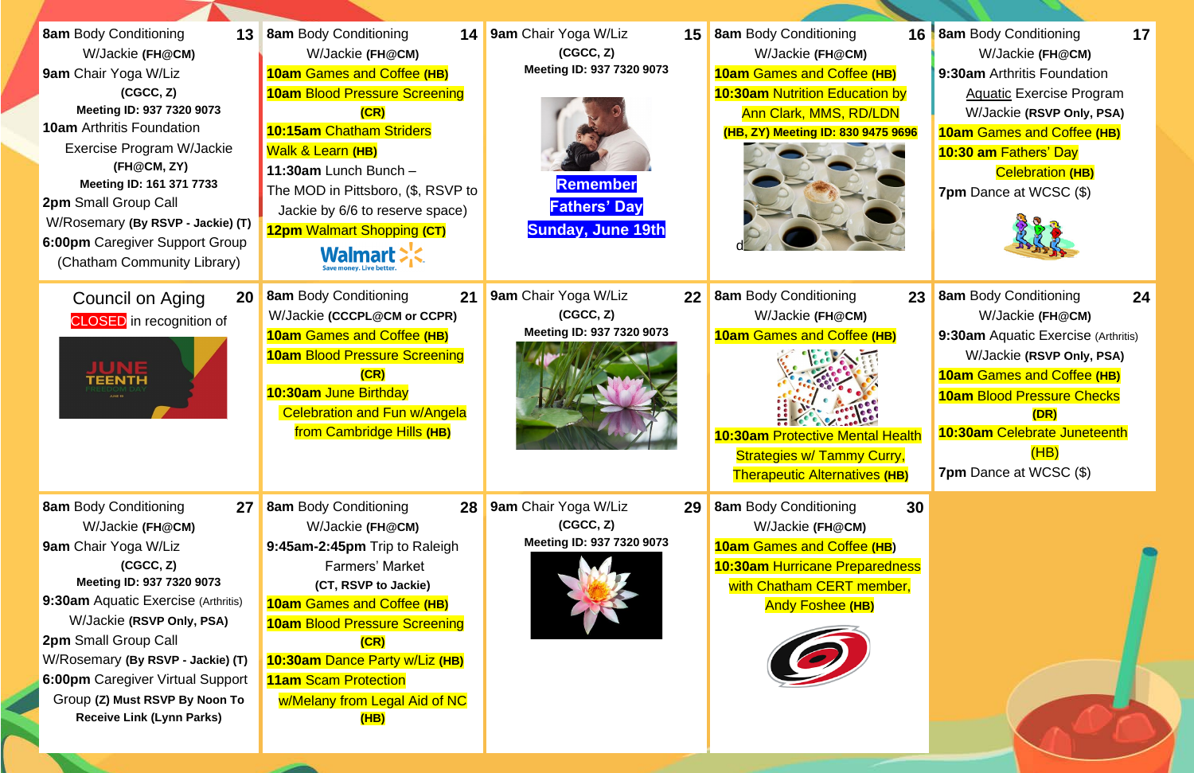| | | | | |
|---|---|---|---|---|
| **13** **8am** Body Conditioning W/Jackie **(FH@CM)** **9am** Chair Yoga W/Liz **(CGCC, Z)** **Meeting ID: 937 7320 9073** **10am** Arthritis Foundation Exercise Program W/Jackie **(FH@CM, ZY)** **Meeting ID: 161 371 7733** **2pm** Small Group Call W/Rosemary **(By RSVP - Jackie) (T)** **6:00pm** Caregiver Support Group (Chatham Community Library) | **14** **8am** Body Conditioning W/Jackie **(FH@CM)** **10am** Games and Coffee **(HB)** **10am** Blood Pressure Screening **(CR)** **10:15am** Chatham Striders Walk & Learn **(HB)** **11:30am** Lunch Bunch – The MOD in Pittsboro, ($, RSVP to Jackie by 6/6 to reserve space) **12pm** Walmart Shopping **(CT)** | **15** **9am** Chair Yoga W/Liz **(CGCC, Z)** **Meeting ID: 937 7320 9073** **Remember Fathers' Day Sunday, June 19th** | **16** **8am** Body Conditioning W/Jackie **(FH@CM)** **10am** Games and Coffee **(HB)** **10:30am** Nutrition Education by Ann Clark, MMS, RD/LDN **(HB, ZY) Meeting ID: 830 9475 9696** | **17** **8am** Body Conditioning W/Jackie **(FH@CM)** **9:30am** Arthritis Foundation Aquatic Exercise Program W/Jackie **(RSVP Only, PSA)** **10am** Games and Coffee **(HB)** **10:30 am** Fathers' Day Celebration **(HB)** **7pm** Dance at WCSC ($) |
| **20** Council on Aging CLOSED in recognition of JUNETEENTH FREEDOM DAY | **21** **8am** Body Conditioning W/Jackie **(CCCPL@CM or CCPR)** **10am** Games and Coffee **(HB)** **10am** Blood Pressure Screening **(CR)** **10:30am** June Birthday Celebration and Fun w/Angela from Cambridge Hills **(HB)** | **22** **9am** Chair Yoga W/Liz **(CGCC, Z)** **Meeting ID: 937 7320 9073** | **23** **8am** Body Conditioning W/Jackie **(FH@CM)** **10am** Games and Coffee **(HB)** **10:30am** Protective Mental Health Strategies w/ Tammy Curry, Therapeutic Alternatives **(HB)** | **24** **8am** Body Conditioning W/Jackie **(FH@CM)** **9:30am** Aquatic Exercise (Arthritis) W/Jackie **(RSVP Only, PSA)** **10am** Games and Coffee **(HB)** **10am** Blood Pressure Checks **(DR)** **10:30am** Celebrate Juneteenth (HB) **7pm** Dance at WCSC ($) |
| **27** **8am** Body Conditioning W/Jackie **(FH@CM)** **9am** Chair Yoga W/Liz **(CGCC, Z)** **Meeting ID: 937 7320 9073** **9:30am** Aquatic Exercise (Arthritis) W/Jackie **(RSVP Only, PSA)** **2pm** Small Group Call W/Rosemary **(By RSVP - Jackie) (T)** **6:00pm** Caregiver Virtual Support Group **(Z) Must RSVP By Noon To Receive Link (Lynn Parks)** | **28** **8am** Body Conditioning W/Jackie **(FH@CM)** **9:45am-2:45pm** Trip to Raleigh Farmers' Market **(CT, RSVP to Jackie)** **10am** Games and Coffee **(HB)** **10am** Blood Pressure Screening **(CR)** **10:30am** Dance Party w/Liz **(HB)** **11am** Scam Protection w/Melany from Legal Aid of NC **(HB)** | **29** **9am** Chair Yoga W/Liz **(CGCC, Z)** **Meeting ID: 937 7320 9073** | **30** **8am** Body Conditioning W/Jackie **(FH@CM)** **10am** Games and Coffee **(HB)** **10:30am** Hurricane Preparedness with Chatham CERT member, Andy Foshee **(HB)** | |